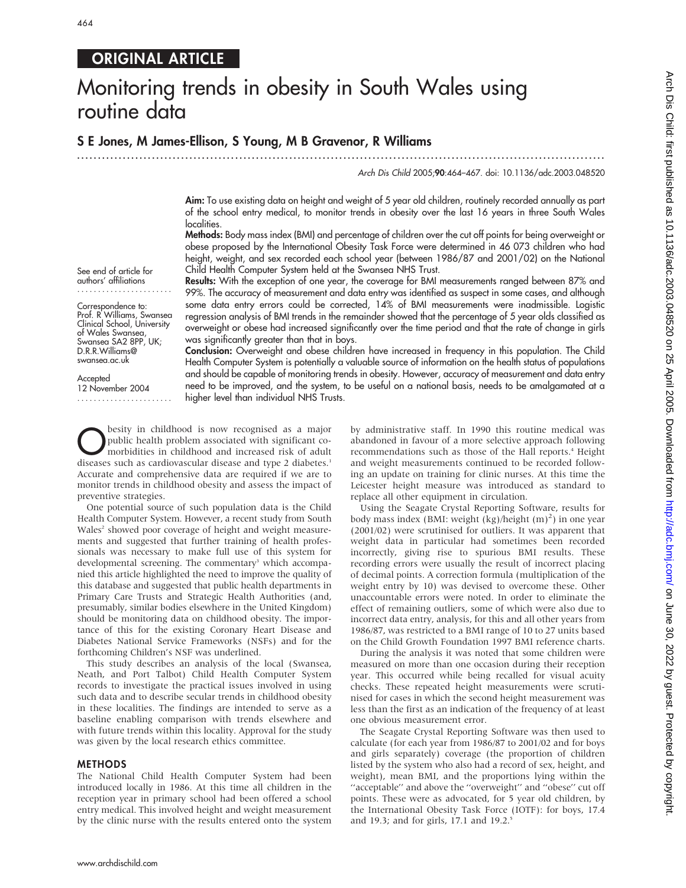ORIGINAL ARTICLE

# Monitoring trends in obesity in South Wales using routine data

**S E Jones, M James-Ellison, S Young, M B Gravenor, R Williams**

See end of article for authors' affiliations

Correspondence to: Prof. R Williams, Swansea Clinical School, University of Wales Swansea, Swansea SA2 8PP, UK; D.R.R.Williams@swansea.ac.uk

Accepted 12 November 2004

**Aim:** To use existing data on height and weight of 5 year old children, routinely recorded annually as part of the school entry medical, to monitor trends in obesity over the last 16 years in three South Wales localities.

**Methods:** Body mass index (BMI) and percentage of children over the cut off points for being overweight or obese proposed by the International Obesity Task Force were determined in 46 073 children who had height, weight, and sex recorded each school year (between 1986/87 and 2001/02) on the National Child Health Computer System held at the Swansea NHS Trust.

**Results:** With the exception of one year, the coverage for BMI measurements ranged between 87% and 99%. The accuracy of measurement and data entry was identified as suspect in some cases, and although some data entry errors could be corrected, 14% of BMI measurements were inadmissible. Logistic regression analysis of BMI trends in the remainder showed that the percentage of 5 year olds classified as overweight or obese had increased significantly over the time period and that the rate of change in girls was significantly greater than that in boys.

**Conclusion:** Overweight and obese children have increased in frequency in this population. The Child Health Computer System is potentially a valuable source of information on the health status of populations and should be capable of monitoring trends in obesity. However, accuracy of measurement and data entry need to be improved, and the system, to be useful on a national basis, needs to be amalgamated at a higher level than individual NHS Trusts.

Obesity in childhood is now recognised as a major public health problem associated with significant co-morbidities in childhood and increased risk of adult diseases such as cardiovascular disease and type 2 diabetes.[1] Accurate and comprehensive data are required if we are to monitor trends in childhood obesity and assess the impact of preventive strategies.

One potential source of such population data is the Child Health Computer System. However, a recent study from South Wales[2] showed poor coverage of height and weight measurements and suggested that further training of health professionals was necessary to make full use of this system for developmental screening. The commentary[3] which accompanied this article highlighted the need to improve the quality of this database and suggested that public health departments in Primary Care Trusts and Strategic Health Authorities (and, presumably, similar bodies elsewhere in the United Kingdom) should be monitoring data on childhood obesity. The importance of this for the existing Coronary Heart Disease and Diabetes National Service Frameworks (NSFs) and for the forthcoming Children's NSF was underlined.

This study describes an analysis of the local (Swansea, Neath, and Port Talbot) Child Health Computer System records to investigate the practical issues involved in using such data and to describe secular trends in childhood obesity in these localities. The findings are intended to serve as a baseline enabling comparison with trends elsewhere and with future trends within this locality. Approval for the study was given by the local research ethics committee.

## METHODS

The National Child Health Computer System had been introduced locally in 1986. At this time all children in the reception year in primary school had been offered a school entry medical. This involved height and weight measurement by the clinic nurse with the results entered onto the system by administrative staff. In 1990 this routine medical was abandoned in favour of a more selective approach following recommendations such as those of the Hall reports.[4] Height and weight measurements continued to be recorded following an update on training for clinic nurses. At this time the Leicester height measure was introduced as standard to replace all other equipment in circulation.

Using the Seagate Crystal Reporting Software, results for body mass index (BMI: weight (kg)/height $(m)^2$) in one year (2001/02) were scrutinised for outliers. It was apparent that weight data in particular had sometimes been recorded incorrectly, giving rise to spurious BMI results. These recording errors were usually the result of incorrect placing of decimal points. A correction formula (multiplication of the weight entry by 10) was devised to overcome these. Other unaccountable errors were noted. In order to eliminate the effect of remaining outliers, some of which were also due to incorrect data entry, analysis, for this and all other years from 1986/87, was restricted to a BMI range of 10 to 27 units based on the Child Growth Foundation 1997 BMI reference charts.

During the analysis it was noted that some children were measured on more than one occasion during their reception year. This occurred while being recalled for visual acuity checks. These repeated height measurements were scrutinised for cases in which the second height measurement was less than the first as an indication of the frequency of at least one obvious measurement error.

The Seagate Crystal Reporting Software was then used to calculate (for each year from 1986/87 to 2001/02 and for boys and girls separately) coverage (the proportion of children listed by the system who also had a record of sex, height, and weight), mean BMI, and the proportions lying within the "acceptable" and above the "overweight" and "obese" cut off points. These were as advocated, for 5 year old children, by the International Obesity Task Force (IOTF): for boys, 17.4 and 19.3; and for girls, 17.1 and 19.2.[5]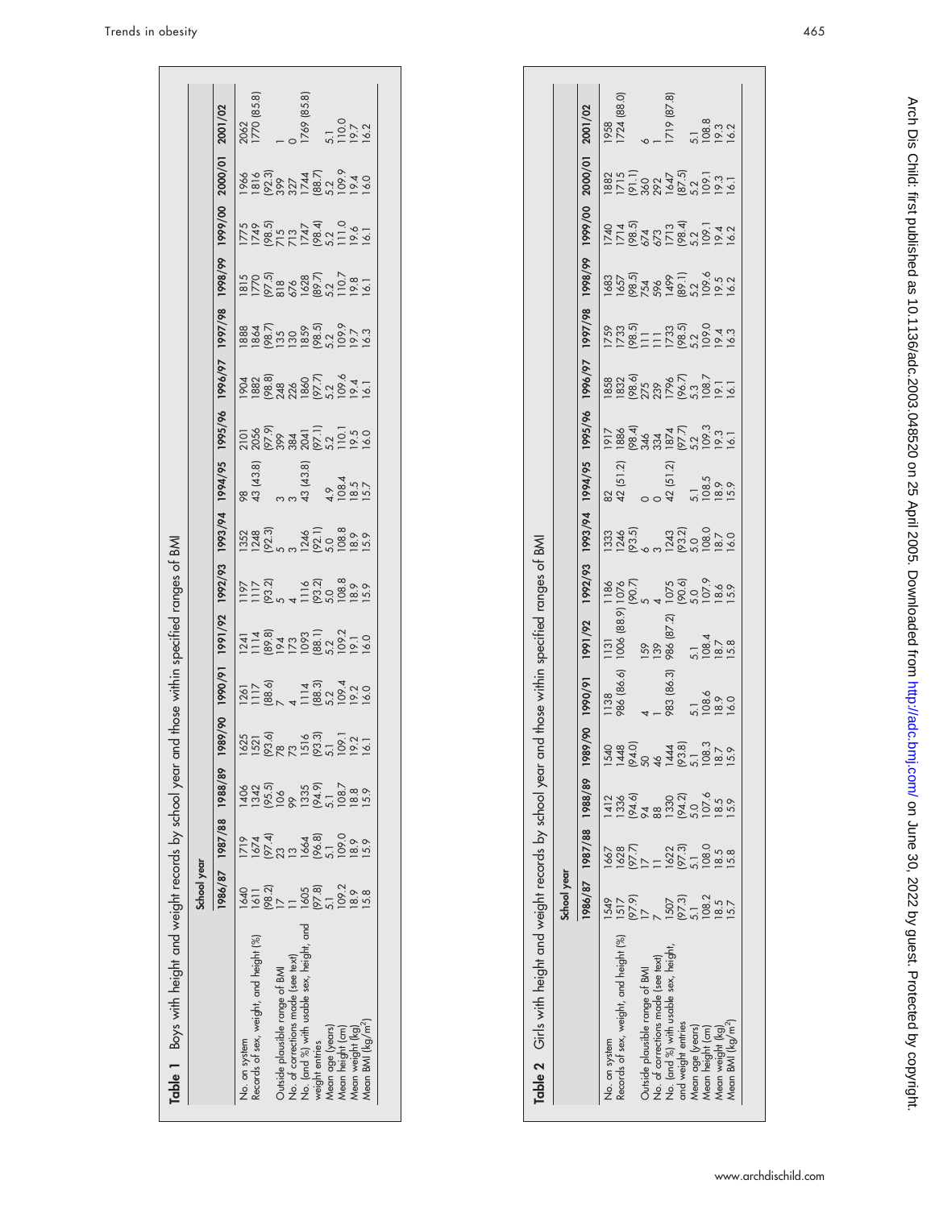**Table 1** Boys with height and weight records by school year and those within specified ranges of BMI

| | School year | | | | | | | | | | | | | | | |
|---|---|---|---|---|---|---|---|---|---|---|---|---|---|---|---|---|
| | 1986/87 | 1987/88 | 1988/89 | 1989/90 | 1990/91 | 1991/92 | 1992/93 | 1993/94 | 1994/95 | 1995/96 | 1996/97 | 1997/98 | 1998/99 | 1999/00 | 2000/01 | 2001/02 |
| No. on system | 1640 | 1719 | 1406 | 1625 | 1261 | 1241 | 1197 | 1352 | 98 | 2101 | 1904 | 1888 | 1815 | 1775 | 1966 | 2062 |
| Records of sex, weight, and height (%) | 1611 (98.2) | 1674 (97.4) | 1342 (95.5) | 1521 (93.6) | 1117 (88.6) | 1114 (89.8) | 1117 (93.2) | 1248 (92.3) | 43 (43.8) | 2056 (97.9) | 1882 (98.8) | 1864 (98.7) | 1770 (97.5) | 1749 (98.5) | 1816 (92.3) | 1770 (85.8) |
| Outside plausible range of BMI | 17 | 23 | 106 | 78 | 7 | 194 | 5 | 5 | 3 | 399 | 248 | 135 | 818 | 715 | 399 | 1 |
| No. of corrections made (see text) | 11 | 13 | 99 | 73 | 4 | 173 | 4 | 3 | 3 | 384 | 226 | 130 | 676 | 713 | 327 | 0 |
| No. (and %) with usable sex, height, and weight entries | 1605 (97.8) | 1664 (96.8) | 1335 (94.9) | 1516 (93.3) | 1114 (88.3) | 1093 (88.1) | 1116 (93.2) | 1246 (92.1) | 43 (43.8) | 2041 (97.1) | 1860 (97.7) | 1859 (98.5) | 1628 (89.7) | 1747 (98.4) | 1744 (88.7) | 1769 (85.8) |
| Mean age (years) | 5.1 | 5.1 | 5.1 | 5.1 | 5.2 | 5.2 | 5.0 | 5.0 | 4.9 | 5.2 | 5.2 | 5.2 | 5.2 | 5.2 | 5.2 | 5.1 |
| Mean height (cm) | 109.2 | 109.0 | 108.7 | 109.1 | 109.4 | 109.2 | 108.8 | 108.8 | 108.4 | 110.1 | 109.6 | 109.9 | 110.7 | 111.0 | 109.9 | 110.0 |
| Mean weight (kg) | 18.9 | 18.9 | 18.8 | 19.2 | 19.2 | 19.1 | 18.9 | 18.9 | 18.5 | 19.5 | 19.4 | 19.7 | 19.8 | 19.6 | 19.4 | 19.7 |
| Mean BMI (kg/m$^2$) | 15.8 | 15.9 | 15.9 | 16.1 | 16.0 | 16.0 | 15.9 | 15.9 | 15.7 | 16.0 | 16.1 | 16.3 | 16.1 | 16.1 | 16.0 | 16.2 |

**Table 2** Girls with height and weight records by school year and those within specified ranges of BMI

| | School year | | | | | | | | | | | | | | | |
|---|---|---|---|---|---|---|---|---|---|---|---|---|---|---|---|---|
| | 1986/87 | 1987/88 | 1988/89 | 1989/90 | 1990/91 | 1991/92 | 1992/93 | 1993/94 | 1994/95 | 1995/96 | 1996/97 | 1997/98 | 1998/99 | 1999/00 | 2000/01 | 2001/02 |
| No. on system | 1549 | 1667 | 1412 | 1540 | 1138 | 1131 | 1186 | 1333 | 82 | 1917 | 1858 | 1759 | 1683 | 1740 | 1882 | 1958 |
| Records of sex, weight, and height (%) | 1517 (97.9) | 1628 (97.7) | 1336 (94.6) | 1448 (94.0) | 986 (86.6) | 1006 (88.9) | 1076 (90.7) | 1246 (93.5) | 42 (51.2) | 1886 (98.4) | 1832 (98.6) | 1733 (98.5) | 1657 (98.5) | 1714 (98.5) | 1715 (91.1) | 1724 (88.0) |
| Outside plausible range of BMI | 17 | 17 | 94 | 50 | 4 | 159 | 5 | 6 | 0 | 346 | 275 | 111 | 754 | 674 | 360 | 6 |
| No. of corrections made (see text) | 7 | 11 | 88 | 46 | 1 | 139 | 4 | 3 | 0 | 334 | 239 | 111 | 596 | 673 | 292 | 1 |
| No. (and %) with usable sex, height, and weight entries | 1507 (97.3) | 1622 (97.3) | 1330 (94.2) | 1444 (93.8) | 983 (86.3) | 986 (87.2) | 1075 (90.6) | 1243 (93.2) | 42 (51.2) | 1874 (97.7) | 1796 (96.7) | 1733 (98.5) | 1499 (89.1) | 1713 (98.4) | 1647 (87.5) | 1719 (87.8) |
| Mean age (years) | 5.1 | 5.1 | 5.0 | 5.1 | 5.1 | 5.1 | 5.0 | 5.0 | 5.1 | 5.2 | 5.3 | 5.2 | 5.2 | 5.2 | 5.2 | 5.1 |
| Mean height (cm) | 108.2 | 108.0 | 107.6 | 108.3 | 108.6 | 108.4 | 107.9 | 108.0 | 108.5 | 109.3 | 108.7 | 109.0 | 109.6 | 109.1 | 109.1 | 108.8 |
| Mean weight (kg) | 18.5 | 18.5 | 18.5 | 18.7 | 18.9 | 18.7 | 18.6 | 18.7 | 18.9 | 19.3 | 19.1 | 19.4 | 19.5 | 19.4 | 19.3 | 19.3 |
| Mean BMI (kg/m$^2$) | 15.7 | 15.8 | 15.9 | 15.9 | 16.0 | 15.8 | 15.9 | 16.0 | 15.9 | 16.1 | 16.1 | 16.3 | 16.2 | 16.2 | 16.1 | 16.2 |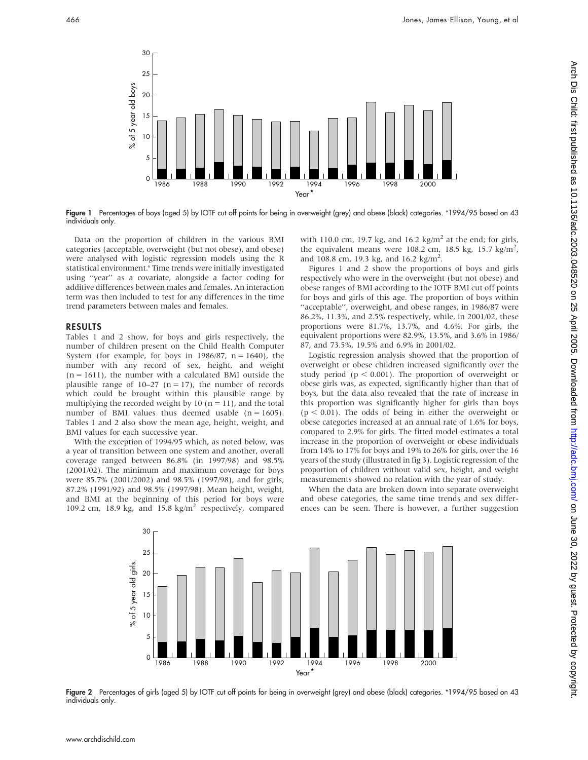Data on the proportion of children in the various BMI categories (acceptable, overweight (but not obese), and obese) were analysed with logistic regression models using the R statistical environment.[6] Time trends were initially investigated using ''year'' as a covariate, alongside a factor coding for additive differences between males and females. An interaction term was then included to test for any differences in the time trend parameters between males and females.

## RESULTS

Tables 1 and 2 show, for boys and girls respectively, the number of children present on the Child Health Computer System (for example, for boys in 1986/87, n = 1640), the number with any record of sex, height, and weight (n = 1611), the number with a calculated BMI outside the plausible range of 10–27 (n = 17), the number of records which could be brought within this plausible range by multiplying the recorded weight by 10 (n = 11), and the total number of BMI values thus deemed usable (n = 1605). Tables 1 and 2 also show the mean age, height, weight, and BMI values for each successive year.

With the exception of 1994/95 which, as noted below, was a year of transition between one system and another, overall coverage ranged between 86.8% (in 1997/98) and 98.5% (2001/02). The minimum and maximum coverage for boys were 85.7% (2001/2002) and 98.5% (1997/98), and for girls, 87.2% (1991/92) and 98.5% (1997/98). Mean height, weight, and BMI at the beginning of this period for boys were 109.2 cm, 18.9 kg, and 15.8 kg/m$^2$ respectively, compared with 110.0 cm, 19.7 kg, and 16.2 kg/m$^2$ at the end; for girls, the equivalent means were 108.2 cm, 18.5 kg, 15.7 kg/m$^2$, and 108.8 cm, 19.3 kg, and 16.2 kg/m$^2$.

Figures 1 and 2 show the proportions of boys and girls respectively who were in the overweight (but not obese) and obese ranges of BMI according to the IOTF BMI cut off points for boys and girls of this age. The proportion of boys within ''acceptable'', overweight, and obese ranges, in 1986/87 were 86.2%, 11.3%, and 2.5% respectively, while, in 2001/02, these proportions were 81.7%, 13.7%, and 4.6%. For girls, the equivalent proportions were 82.9%, 13.5%, and 3.6% in 1986/87, and 73.5%, 19.5% and 6.9% in 2001/02.

Logistic regression analysis showed that the proportion of overweight or obese children increased significantly over the study period ($p < 0.001$). The proportion of overweight or obese girls was, as expected, significantly higher than that of boys, but the data also revealed that the rate of increase in this proportion was significantly higher for girls than boys ($p < 0.01$). The odds of being in either the overweight or obese categories increased at an annual rate of 1.6% for boys, compared to 2.9% for girls. The fitted model estimates a total increase in the proportion of overweight or obese individuals from 14% to 17% for boys and 19% to 26% for girls, over the 16 years of the study (illustrated in fig 3). Logistic regression of the proportion of children without valid sex, height, and weight measurements showed no relation with the year of study.

When the data are broken down into separate overweight and obese categories, the same time trends and sex differences can be seen. There is however, a further suggestion

**Figure 1** Percentages of boys (aged 5) by IOTF cut off points for being in overweight (grey) and obese (black) categories. *1994/95 based on 43 individuals only.

**Figure 2** Percentages of girls (aged 5) by IOTF cut off points for being in overweight (grey) and obese (black) categories. *1994/95 based on 43 individuals only.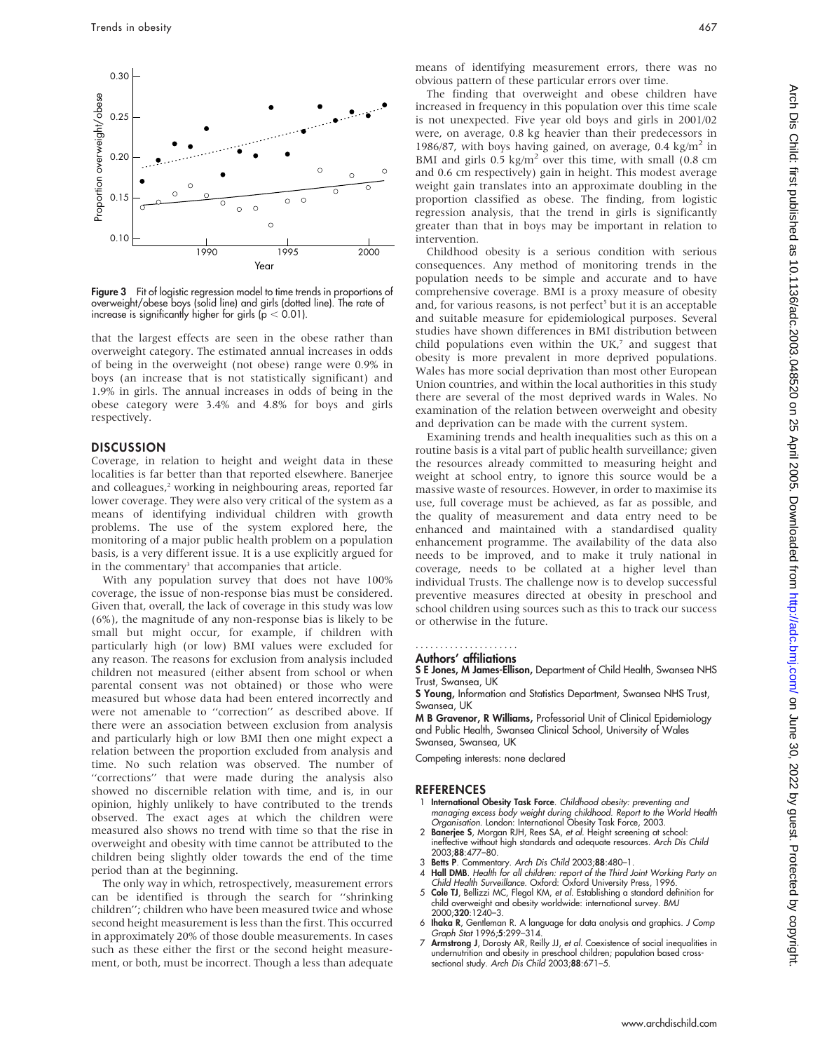0.30
0.25
0.20
0.15
0.10
Proportion overweight/obese
1990
1995
2000
Year

**Figure 3** Fit of logistic regression model to time trends in proportions of overweight/obese boys (solid line) and girls (dotted line). The rate of increase is significantly higher for girls ($p < 0.01$).

that the largest effects are seen in the obese rather than overweight category. The estimated annual increases in odds of being in the overweight (not obese) range were 0.9% in boys (an increase that is not statistically significant) and 1.9% in girls. The annual increases in odds of being in the obese category were 3.4% and 4.8% for boys and girls respectively.

## DISCUSSION

Coverage, in relation to height and weight data in these localities is far better than that reported elsewhere. Banerjee and colleagues,[2] working in neighbouring areas, reported far lower coverage. They were also very critical of the system as a means of identifying individual children with growth problems. The use of the system explored here, the monitoring of a major public health problem on a population basis, is a very different issue. It is a use explicitly argued for in the commentary[3] that accompanies that article.

With any population survey that does not have 100% coverage, the issue of non-response bias must be considered. Given that, overall, the lack of coverage in this study was low (6%), the magnitude of any non-response bias is likely to be small but might occur, for example, if children with particularly high (or low) BMI values were excluded for any reason. The reasons for exclusion from analysis included children not measured (either absent from school or when parental consent was not obtained) or those who were measured but whose data had been entered incorrectly and were not amenable to "correction" as described above. If there were an association between exclusion from analysis and particularly high or low BMI then one might expect a relation between the proportion excluded from analysis and time. No such relation was observed. The number of "corrections" that were made during the analysis also showed no discernible relation with time, and is, in our opinion, highly unlikely to have contributed to the trends observed. The exact ages at which the children were measured also shows no trend with time so that the rise in overweight and obesity with time cannot be attributed to the children being slightly older towards the end of the time period than at the beginning.

The only way in which, retrospectively, measurement errors can be identified is through the search for "shrinking children"; children who have been measured twice and whose second height measurement is less than the first. This occurred in approximately 20% of those double measurements. In cases such as these either the first or the second height measurement, or both, must be incorrect. Though a less than adequate means of identifying measurement errors, there was no obvious pattern of these particular errors over time.

The finding that overweight and obese children have increased in frequency in this population over this time scale is not unexpected. Five year old boys and girls in 2001/02 were, on average, 0.8 kg heavier than their predecessors in 1986/87, with boys having gained, on average, 0.4 kg/m$^2$ in BMI and girls 0.5 kg/m$^2$ over this time, with small (0.8 cm and 0.6 cm respectively) gain in height. This modest average weight gain translates into an approximate doubling in the proportion classified as obese. The finding, from logistic regression analysis, that the trend in girls is significantly greater than that in boys may be important in relation to intervention.

Childhood obesity is a serious condition with serious consequences. Any method of monitoring trends in the population needs to be simple and accurate and to have comprehensive coverage. BMI is a proxy measure of obesity and, for various reasons, is not perfect[5] but it is an acceptable and suitable measure for epidemiological purposes. Several studies have shown differences in BMI distribution between child populations even within the UK,[7] and suggest that obesity is more prevalent in more deprived populations. Wales has more social deprivation than most other European Union countries, and within the local authorities in this study there are several of the most deprived wards in Wales. No examination of the relation between overweight and obesity and deprivation can be made with the current system.

Examining trends and health inequalities such as this on a routine basis is a vital part of public health surveillance; given the resources already committed to measuring height and weight at school entry, to ignore this source would be a massive waste of resources. However, in order to maximise its use, full coverage must be achieved, as far as possible, and the quality of measurement and data entry need to be enhanced and maintained with a standardised quality enhancement programme. The availability of the data also needs to be improved, and to make it truly national in coverage, needs to be collated at a higher level than individual Trusts. The challenge now is to develop successful preventive measures directed at obesity in preschool and school children using sources such as this to track our success or otherwise in the future.

### Authors' affiliations

**S E Jones, M James-Ellison,** Department of Child Health, Swansea NHS Trust, Swansea, UK

**S Young,** Information and Statistics Department, Swansea NHS Trust, Swansea, UK

**M B Gravenor, R Williams,** Professorial Unit of Clinical Epidemiology and Public Health, Swansea Clinical School, University of Wales Swansea, Swansea, UK

Competing interests: none declared

## REFERENCES

1. **International Obesity Task Force**. *Childhood obesity: preventing and managing excess body weight during childhood. Report to the World Health Organisation*. London: International Obesity Task Force, 2003.
2. **Banerjee S**, Morgan RJH, Rees SA, *et al*. Height screening at school: ineffective without high standards and adequate resources. *Arch Dis Child* 2003;**88**:477–80.
3. **Betts P**. Commentary. *Arch Dis Child* 2003;**88**:480–1.
4. **Hall DMB**. *Health for all children: report of the Third Joint Working Party on Child Health Surveillance*. Oxford: Oxford University Press, 1996.
5. **Cole TJ**, Bellizzi MC, Flegal KM, *et al*. Establishing a standard definition for child overweight and obesity worldwide: international survey. *BMJ* 2000;**320**:1240–3.
6. **Ihaka R**, Gentleman R. A language for data analysis and graphics. *J Comp Graph Stat* 1996;**5**:299–314.
7. **Armstrong J**, Dorosty AR, Reilly JJ, *et al*. Coexistence of social inequalities in undernutrition and obesity in preschool children; population based cross-sectional study. *Arch Dis Child* 2003;**88**:671–5.